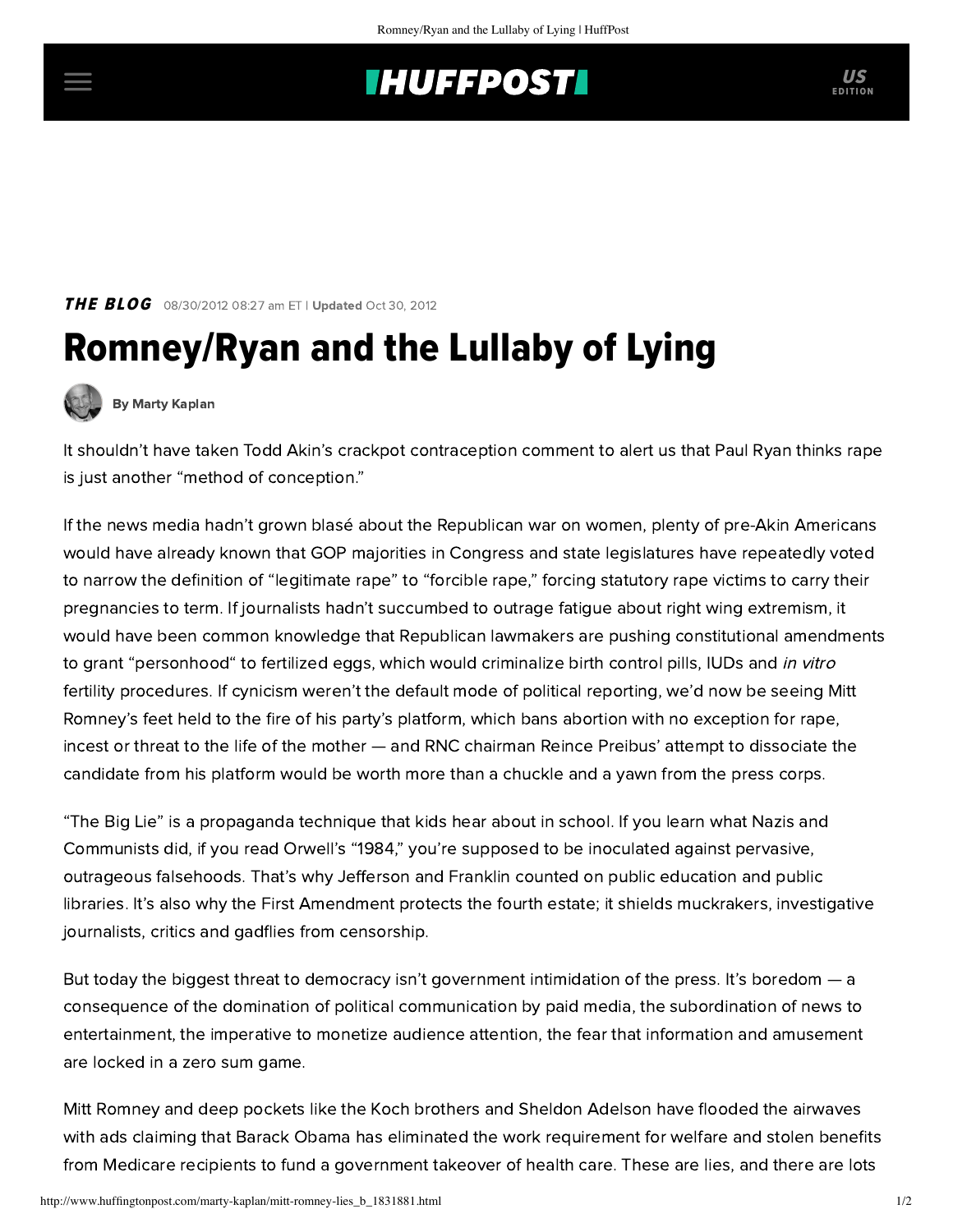**THE BLOG** 08/30/2012 08:27 am ET | **Updated** Oct 30, 2012

# Romney/Ryan and the Lullaby of Lying

By Marty Kaplan

It shouldn't have taken Todd Akin's crackpot contraception comment to alert us that Paul Ryan thinks rape is just another "method of conception."

If the news media hadn't grown blasé about the Republican war on women, plenty of pre-Akin Americans would have already known that GOP majorities in Congress and state legislatures have repeatedly voted to narrow the definition of "legitimate rape" to "forcible rape," forcing statutory rape victims to carry their pregnancies to term. If journalists hadn't succumbed to outrage fatigue about right wing extremism, it would have been common knowledge that Republican lawmakers are pushing constitutional amendments to grant "personhood" to fertilized eggs, which would criminalize birth control pills, IUDs and *in vitro* fertility procedures. If cynicism weren't the default mode of political reporting, we'd now be seeing Mitt Romney's feet held to the fire of his party's platform, which bans abortion with no exception for rape, incest or threat to the life of the mother — and RNC chairman Reince Preibus' attempt to dissociate the candidate from his platform would be worth more than a chuckle and a yawn from the press corps.

"The Big Lie" is a propaganda technique that kids hear about in school. If you learn what Nazis and Communists did, if you read Orwell's "1984," you're supposed to be inoculated against pervasive, outrageous falsehoods. That's why Jefferson and Franklin counted on public education and public libraries. It's also why the First Amendment protects the fourth estate; it shields muckrakers, investigative journalists, critics and gadflies from censorship.

But today the biggest threat to democracy isn't government intimidation of the press. It's boredom — a consequence of the domination of political communication by paid media, the subordination of news to entertainment, the imperative to monetize audience attention, the fear that information and amusement are locked in a zero sum game.

Mitt Romney and deep pockets like the Koch brothers and Sheldon Adelson have flooded the airwaves with ads claiming that Barack Obama has eliminated the work requirement for welfare and stolen benefits from Medicare recipients to fund a government takeover of health care. These are lies, and there are lots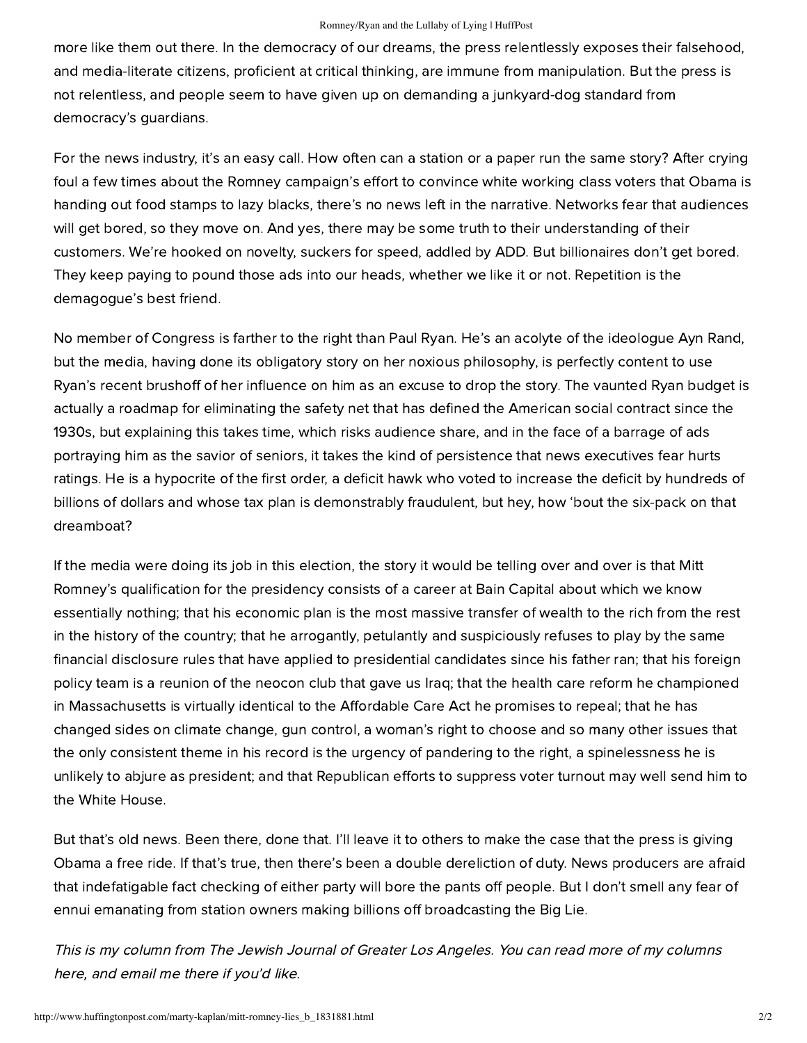more like them out there. In the democracy of our dreams, the press relentlessly exposes their falsehood, and media-literate citizens, proficient at critical thinking, are immune from manipulation. But the press is not relentless, and people seem to have given up on demanding a junkyard-dog standard from democracy's guardians.

For the news industry, it's an easy call. How often can a station or a paper run the same story? After crying foul a few times about the Romney campaign's effort to convince white working class voters that Obama is handing out food stamps to lazy blacks, there's no news left in the narrative. Networks fear that audiences will get bored, so they move on. And yes, there may be some truth to their understanding of their customers. We're hooked on novelty, suckers for speed, addled by ADD. But billionaires don't get bored. They keep paying to pound those ads into our heads, whether we like it or not. Repetition is the demagogue's best friend.

No member of Congress is farther to the right than Paul Ryan. He's an acolyte of the ideologue Ayn Rand, but the media, having done its obligatory story on her noxious philosophy, is perfectly content to use Ryan's recent brushoff of her influence on him as an excuse to drop the story. The vaunted Ryan budget is actually a roadmap for eliminating the safety net that has defined the American social contract since the 1930s, but explaining this takes time, which risks audience share, and in the face of a barrage of ads portraying him as the savior of seniors, it takes the kind of persistence that news executives fear hurts ratings. He is a hypocrite of the first order, a deficit hawk who voted to increase the deficit by hundreds of billions of dollars and whose tax plan is demonstrably fraudulent, but hey, how 'bout the six-pack on that dreamboat?

If the media were doing its job in this election, the story it would be telling over and over is that Mitt Romney's qualification for the presidency consists of a career at Bain Capital about which we know essentially nothing; that his economic plan is the most massive transfer of wealth to the rich from the rest in the history of the country; that he arrogantly, petulantly and suspiciously refuses to play by the same financial disclosure rules that have applied to presidential candidates since his father ran; that his foreign policy team is a reunion of the neocon club that gave us Iraq; that the health care reform he championed in Massachusetts is virtually identical to the Affordable Care Act he promises to repeal; that he has changed sides on climate change, gun control, a woman's right to choose and so many other issues that the only consistent theme in his record is the urgency of pandering to the right, a spinelessness he is unlikely to abjure as president; and that Republican efforts to suppress voter turnout may well send him to the White House.

But that's old news. Been there, done that. I'll leave it to others to make the case that the press is giving Obama a free ride. If that's true, then there's been a double dereliction of duty. News producers are afraid that indefatigable fact checking of either party will bore the pants off people. But I don't smell any fear of ennui emanating from station owners making billions off broadcasting the Big Lie.

*This is my column from The Jewish Journal of Greater Los Angeles. You can read more of my columns here, and email me there if you'd like.*